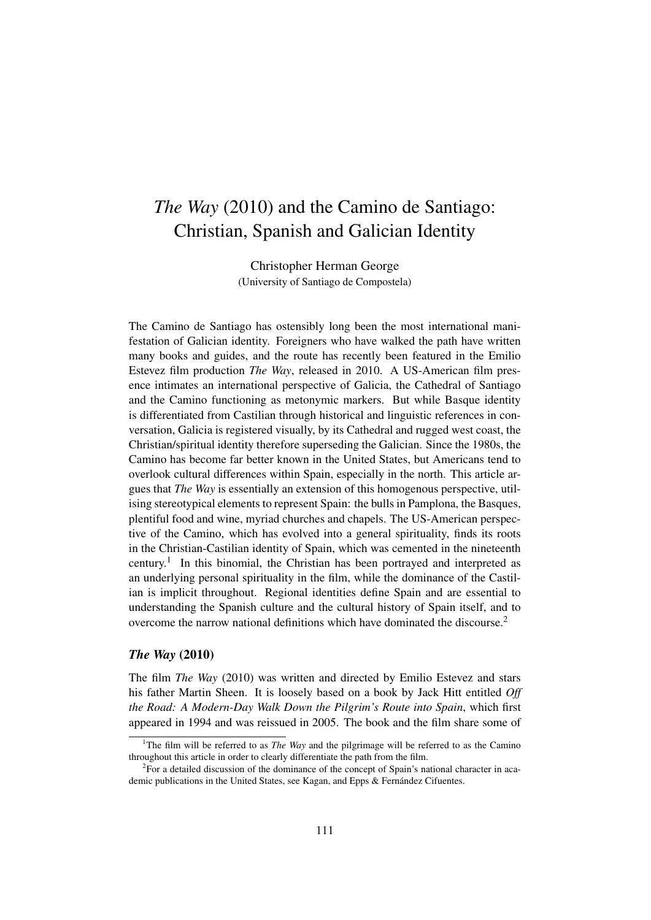# *The Way* (2010) and the Camino de Santiago: Christian, Spanish and Galician Identity

Christopher Herman George
(University of Santiago de Compostela)

The Camino de Santiago has ostensibly long been the most international manifestation of Galician identity. Foreigners who have walked the path have written many books and guides, and the route has recently been featured in the Emilio Estevez film production *The Way*, released in 2010. A US-American film presence intimates an international perspective of Galicia, the Cathedral of Santiago and the Camino functioning as metonymic markers. But while Basque identity is differentiated from Castilian through historical and linguistic references in conversation, Galicia is registered visually, by its Cathedral and rugged west coast, the Christian/spiritual identity therefore superseding the Galician. Since the 1980s, the Camino has become far better known in the United States, but Americans tend to overlook cultural differences within Spain, especially in the north. This article argues that *The Way* is essentially an extension of this homogenous perspective, utilising stereotypical elements to represent Spain: the bulls in Pamplona, the Basques, plentiful food and wine, myriad churches and chapels. The US-American perspective of the Camino, which has evolved into a general spirituality, finds its roots in the Christian-Castilian identity of Spain, which was cemented in the nineteenth century.[1] In this binomial, the Christian has been portrayed and interpreted as an underlying personal spirituality in the film, while the dominance of the Castilian is implicit throughout. Regional identities define Spain and are essential to understanding the Spanish culture and the cultural history of Spain itself, and to overcome the narrow national definitions which have dominated the discourse.[2]

## *The Way* (2010)

The film *The Way* (2010) was written and directed by Emilio Estevez and stars his father Martin Sheen. It is loosely based on a book by Jack Hitt entitled *Off the Road: A Modern-Day Walk Down the Pilgrim's Route into Spain*, which first appeared in 1994 and was reissued in 2005. The book and the film share some of

[1] The film will be referred to as *The Way* and the pilgrimage will be referred to as the Camino throughout this article in order to clearly differentiate the path from the film.

[2] For a detailed discussion of the dominance of the concept of Spain's national character in academic publications in the United States, see Kagan, and Epps & Fernández Cifuentes.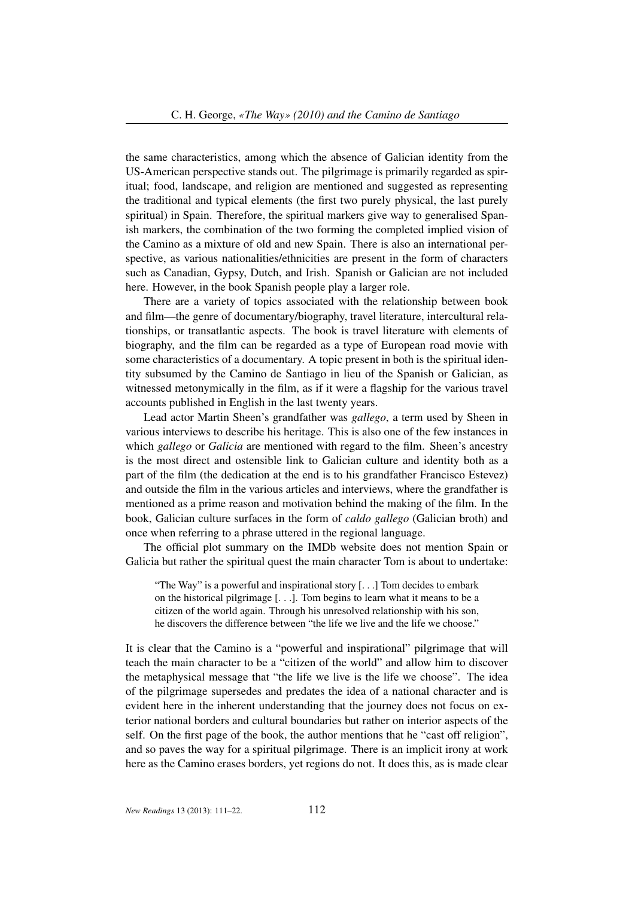the same characteristics, among which the absence of Galician identity from the US-American perspective stands out. The pilgrimage is primarily regarded as spiritual; food, landscape, and religion are mentioned and suggested as representing the traditional and typical elements (the first two purely physical, the last purely spiritual) in Spain. Therefore, the spiritual markers give way to generalised Spanish markers, the combination of the two forming the completed implied vision of the Camino as a mixture of old and new Spain. There is also an international perspective, as various nationalities/ethnicities are present in the form of characters such as Canadian, Gypsy, Dutch, and Irish. Spanish or Galician are not included here. However, in the book Spanish people play a larger role.

There are a variety of topics associated with the relationship between book and film—the genre of documentary/biography, travel literature, intercultural relationships, or transatlantic aspects. The book is travel literature with elements of biography, and the film can be regarded as a type of European road movie with some characteristics of a documentary. A topic present in both is the spiritual identity subsumed by the Camino de Santiago in lieu of the Spanish or Galician, as witnessed metonymically in the film, as if it were a flagship for the various travel accounts published in English in the last twenty years.

Lead actor Martin Sheen's grandfather was *gallego*, a term used by Sheen in various interviews to describe his heritage. This is also one of the few instances in which *gallego* or *Galicia* are mentioned with regard to the film. Sheen's ancestry is the most direct and ostensible link to Galician culture and identity both as a part of the film (the dedication at the end is to his grandfather Francisco Estevez) and outside the film in the various articles and interviews, where the grandfather is mentioned as a prime reason and motivation behind the making of the film. In the book, Galician culture surfaces in the form of *caldo gallego* (Galician broth) and once when referring to a phrase uttered in the regional language.

The official plot summary on the IMDb website does not mention Spain or Galicia but rather the spiritual quest the main character Tom is about to undertake:

> "The Way" is a powerful and inspirational story [. . .] Tom decides to embark on the historical pilgrimage [. . .]. Tom begins to learn what it means to be a citizen of the world again. Through his unresolved relationship with his son, he discovers the difference between "the life we live and the life we choose."

It is clear that the Camino is a "powerful and inspirational" pilgrimage that will teach the main character to be a "citizen of the world" and allow him to discover the metaphysical message that "the life we live is the life we choose". The idea of the pilgrimage supersedes and predates the idea of a national character and is evident here in the inherent understanding that the journey does not focus on exterior national borders and cultural boundaries but rather on interior aspects of the self. On the first page of the book, the author mentions that he "cast off religion", and so paves the way for a spiritual pilgrimage. There is an implicit irony at work here as the Camino erases borders, yet regions do not. It does this, as is made clear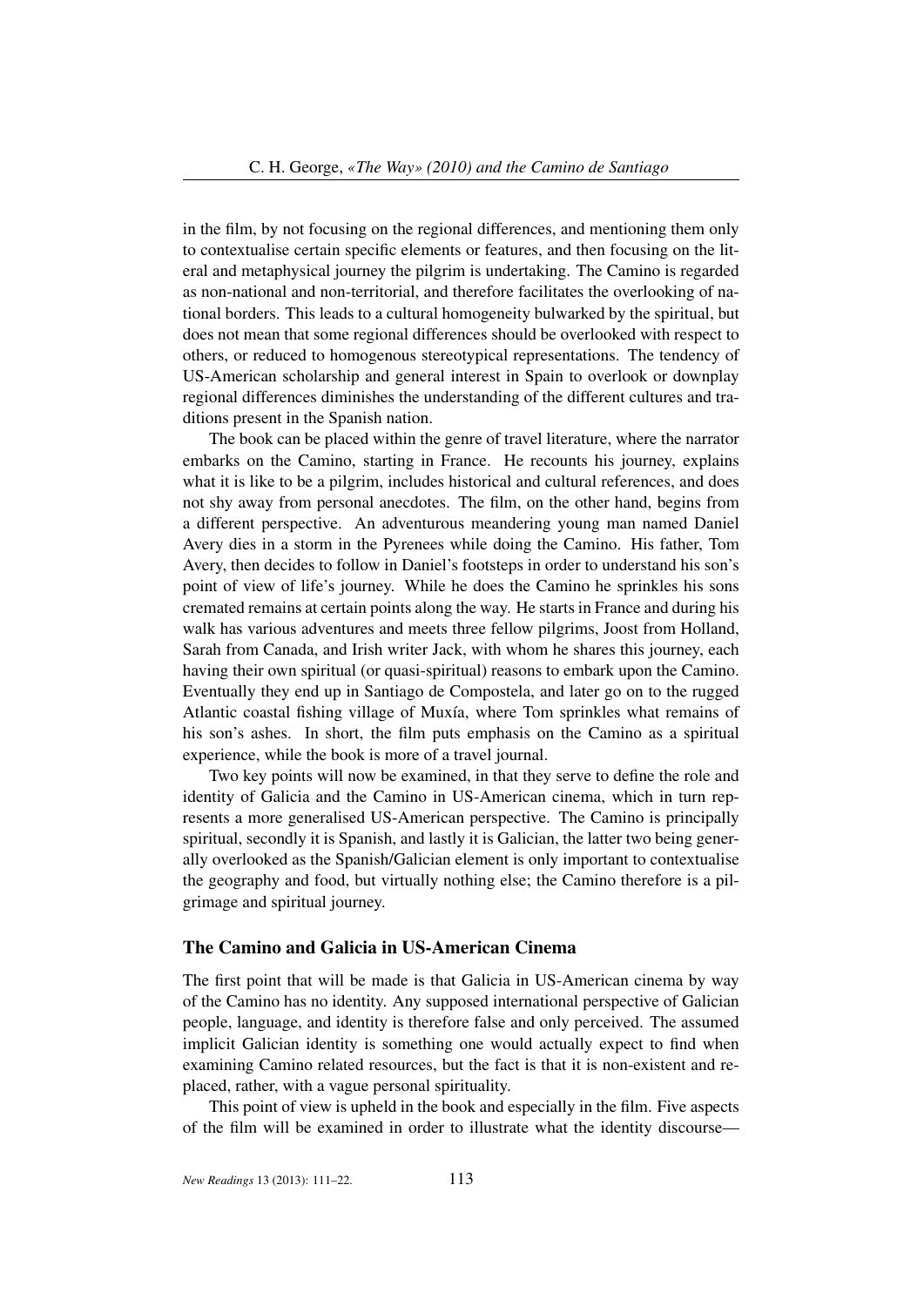in the film, by not focusing on the regional differences, and mentioning them only to contextualise certain specific elements or features, and then focusing on the literal and metaphysical journey the pilgrim is undertaking. The Camino is regarded as non-national and non-territorial, and therefore facilitates the overlooking of national borders. This leads to a cultural homogeneity bulwarked by the spiritual, but does not mean that some regional differences should be overlooked with respect to others, or reduced to homogenous stereotypical representations. The tendency of US-American scholarship and general interest in Spain to overlook or downplay regional differences diminishes the understanding of the different cultures and traditions present in the Spanish nation.

The book can be placed within the genre of travel literature, where the narrator embarks on the Camino, starting in France. He recounts his journey, explains what it is like to be a pilgrim, includes historical and cultural references, and does not shy away from personal anecdotes. The film, on the other hand, begins from a different perspective. An adventurous meandering young man named Daniel Avery dies in a storm in the Pyrenees while doing the Camino. His father, Tom Avery, then decides to follow in Daniel's footsteps in order to understand his son's point of view of life's journey. While he does the Camino he sprinkles his sons cremated remains at certain points along the way. He starts in France and during his walk has various adventures and meets three fellow pilgrims, Joost from Holland, Sarah from Canada, and Irish writer Jack, with whom he shares this journey, each having their own spiritual (or quasi-spiritual) reasons to embark upon the Camino. Eventually they end up in Santiago de Compostela, and later go on to the rugged Atlantic coastal fishing village of Muxía, where Tom sprinkles what remains of his son's ashes. In short, the film puts emphasis on the Camino as a spiritual experience, while the book is more of a travel journal.

Two key points will now be examined, in that they serve to define the role and identity of Galicia and the Camino in US-American cinema, which in turn represents a more generalised US-American perspective. The Camino is principally spiritual, secondly it is Spanish, and lastly it is Galician, the latter two being generally overlooked as the Spanish/Galician element is only important to contextualise the geography and food, but virtually nothing else; the Camino therefore is a pilgrimage and spiritual journey.

## The Camino and Galicia in US-American Cinema

The first point that will be made is that Galicia in US-American cinema by way of the Camino has no identity. Any supposed international perspective of Galician people, language, and identity is therefore false and only perceived. The assumed implicit Galician identity is something one would actually expect to find when examining Camino related resources, but the fact is that it is non-existent and replaced, rather, with a vague personal spirituality.

This point of view is upheld in the book and especially in the film. Five aspects of the film will be examined in order to illustrate what the identity discourse—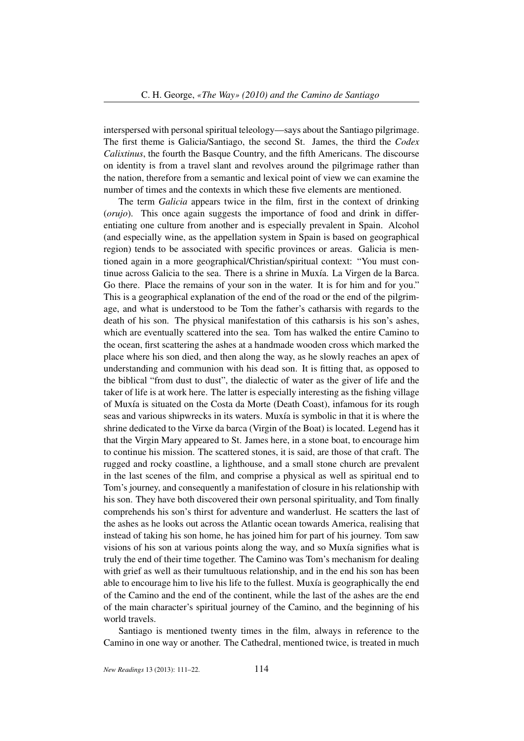interspersed with personal spiritual teleology—says about the Santiago pilgrimage. The first theme is Galicia/Santiago, the second St. James, the third the *Codex Calixtinus*, the fourth the Basque Country, and the fifth Americans. The discourse on identity is from a travel slant and revolves around the pilgrimage rather than the nation, therefore from a semantic and lexical point of view we can examine the number of times and the contexts in which these five elements are mentioned.

The term *Galicia* appears twice in the film, first in the context of drinking (*orujo*). This once again suggests the importance of food and drink in differentiating one culture from another and is especially prevalent in Spain. Alcohol (and especially wine, as the appellation system in Spain is based on geographical region) tends to be associated with specific provinces or areas. Galicia is mentioned again in a more geographical/Christian/spiritual context: "You must continue across Galicia to the sea. There is a shrine in Muxía. La Virgen de la Barca. Go there. Place the remains of your son in the water. It is for him and for you." This is a geographical explanation of the end of the road or the end of the pilgrimage, and what is understood to be Tom the father's catharsis with regards to the death of his son. The physical manifestation of this catharsis is his son's ashes, which are eventually scattered into the sea. Tom has walked the entire Camino to the ocean, first scattering the ashes at a handmade wooden cross which marked the place where his son died, and then along the way, as he slowly reaches an apex of understanding and communion with his dead son. It is fitting that, as opposed to the biblical "from dust to dust", the dialectic of water as the giver of life and the taker of life is at work here. The latter is especially interesting as the fishing village of Muxía is situated on the Costa da Morte (Death Coast), infamous for its rough seas and various shipwrecks in its waters. Muxía is symbolic in that it is where the shrine dedicated to the Virxe da barca (Virgin of the Boat) is located. Legend has it that the Virgin Mary appeared to St. James here, in a stone boat, to encourage him to continue his mission. The scattered stones, it is said, are those of that craft. The rugged and rocky coastline, a lighthouse, and a small stone church are prevalent in the last scenes of the film, and comprise a physical as well as spiritual end to Tom's journey, and consequently a manifestation of closure in his relationship with his son. They have both discovered their own personal spirituality, and Tom finally comprehends his son's thirst for adventure and wanderlust. He scatters the last of the ashes as he looks out across the Atlantic ocean towards America, realising that instead of taking his son home, he has joined him for part of his journey. Tom saw visions of his son at various points along the way, and so Muxía signifies what is truly the end of their time together. The Camino was Tom's mechanism for dealing with grief as well as their tumultuous relationship, and in the end his son has been able to encourage him to live his life to the fullest. Muxía is geographically the end of the Camino and the end of the continent, while the last of the ashes are the end of the main character's spiritual journey of the Camino, and the beginning of his world travels.

Santiago is mentioned twenty times in the film, always in reference to the Camino in one way or another. The Cathedral, mentioned twice, is treated in much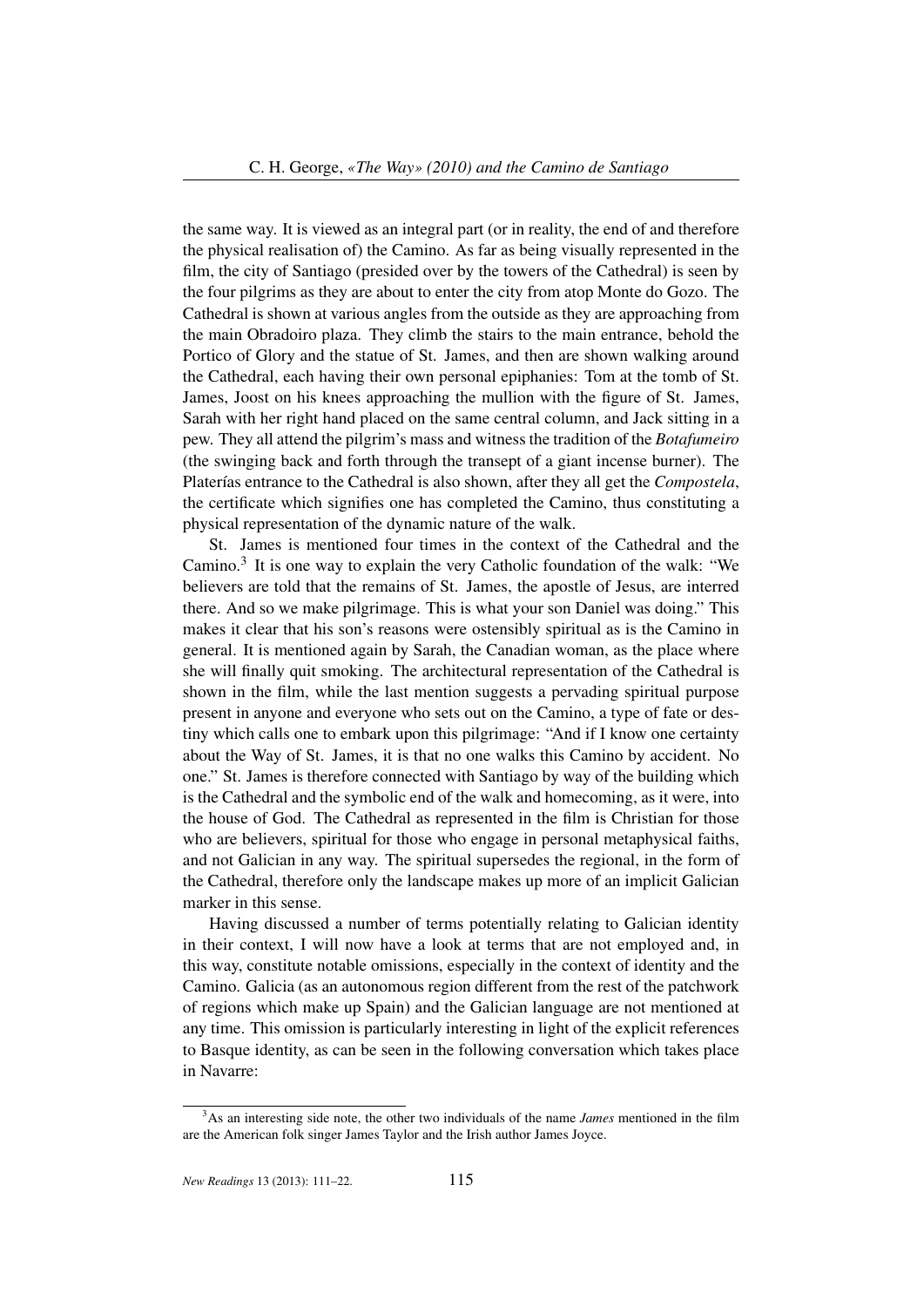the same way. It is viewed as an integral part (or in reality, the end of and therefore the physical realisation of) the Camino. As far as being visually represented in the film, the city of Santiago (presided over by the towers of the Cathedral) is seen by the four pilgrims as they are about to enter the city from atop Monte do Gozo. The Cathedral is shown at various angles from the outside as they are approaching from the main Obradoiro plaza. They climb the stairs to the main entrance, behold the Portico of Glory and the statue of St. James, and then are shown walking around the Cathedral, each having their own personal epiphanies: Tom at the tomb of St. James, Joost on his knees approaching the mullion with the figure of St. James, Sarah with her right hand placed on the same central column, and Jack sitting in a pew. They all attend the pilgrim's mass and witness the tradition of the *Botafumeiro* (the swinging back and forth through the transept of a giant incense burner). The Platerías entrance to the Cathedral is also shown, after they all get the *Compostela*, the certificate which signifies one has completed the Camino, thus constituting a physical representation of the dynamic nature of the walk.

St. James is mentioned four times in the context of the Cathedral and the Camino.[3] It is one way to explain the very Catholic foundation of the walk: "We believers are told that the remains of St. James, the apostle of Jesus, are interred there. And so we make pilgrimage. This is what your son Daniel was doing." This makes it clear that his son's reasons were ostensibly spiritual as is the Camino in general. It is mentioned again by Sarah, the Canadian woman, as the place where she will finally quit smoking. The architectural representation of the Cathedral is shown in the film, while the last mention suggests a pervading spiritual purpose present in anyone and everyone who sets out on the Camino, a type of fate or destiny which calls one to embark upon this pilgrimage: "And if I know one certainty about the Way of St. James, it is that no one walks this Camino by accident. No one." St. James is therefore connected with Santiago by way of the building which is the Cathedral and the symbolic end of the walk and homecoming, as it were, into the house of God. The Cathedral as represented in the film is Christian for those who are believers, spiritual for those who engage in personal metaphysical faiths, and not Galician in any way. The spiritual supersedes the regional, in the form of the Cathedral, therefore only the landscape makes up more of an implicit Galician marker in this sense.

Having discussed a number of terms potentially relating to Galician identity in their context, I will now have a look at terms that are not employed and, in this way, constitute notable omissions, especially in the context of identity and the Camino. Galicia (as an autonomous region different from the rest of the patchwork of regions which make up Spain) and the Galician language are not mentioned at any time. This omission is particularly interesting in light of the explicit references to Basque identity, as can be seen in the following conversation which takes place in Navarre:

[3] As an interesting side note, the other two individuals of the name *James* mentioned in the film are the American folk singer James Taylor and the Irish author James Joyce.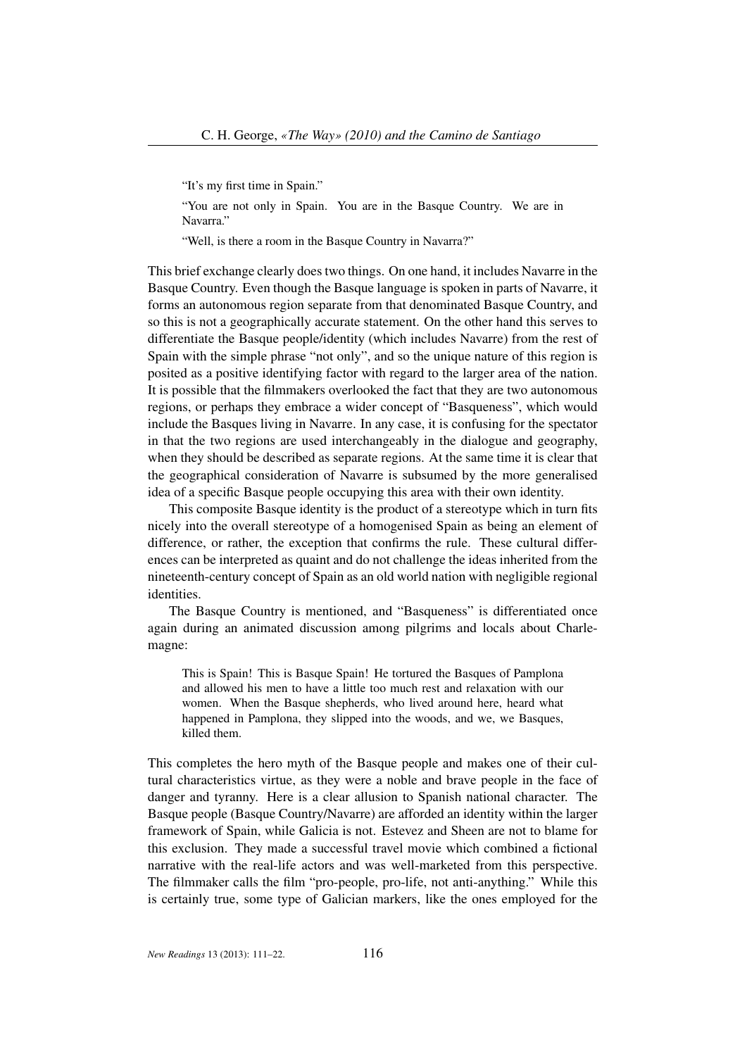> "It's my first time in Spain."
>
> "You are not only in Spain. You are in the Basque Country. We are in Navarra."
>
> "Well, is there a room in the Basque Country in Navarra?"

This brief exchange clearly does two things. On one hand, it includes Navarre in the Basque Country. Even though the Basque language is spoken in parts of Navarre, it forms an autonomous region separate from that denominated Basque Country, and so this is not a geographically accurate statement. On the other hand this serves to differentiate the Basque people/identity (which includes Navarre) from the rest of Spain with the simple phrase "not only", and so the unique nature of this region is posited as a positive identifying factor with regard to the larger area of the nation. It is possible that the filmmakers overlooked the fact that they are two autonomous regions, or perhaps they embrace a wider concept of "Basqueness", which would include the Basques living in Navarre. In any case, it is confusing for the spectator in that the two regions are used interchangeably in the dialogue and geography, when they should be described as separate regions. At the same time it is clear that the geographical consideration of Navarre is subsumed by the more generalised idea of a specific Basque people occupying this area with their own identity.

This composite Basque identity is the product of a stereotype which in turn fits nicely into the overall stereotype of a homogenised Spain as being an element of difference, or rather, the exception that confirms the rule. These cultural differences can be interpreted as quaint and do not challenge the ideas inherited from the nineteenth-century concept of Spain as an old world nation with negligible regional identities.

The Basque Country is mentioned, and "Basqueness" is differentiated once again during an animated discussion among pilgrims and locals about Charlemagne:

> This is Spain! This is Basque Spain! He tortured the Basques of Pamplona and allowed his men to have a little too much rest and relaxation with our women. When the Basque shepherds, who lived around here, heard what happened in Pamplona, they slipped into the woods, and we, we Basques, killed them.

This completes the hero myth of the Basque people and makes one of their cultural characteristics virtue, as they were a noble and brave people in the face of danger and tyranny. Here is a clear allusion to Spanish national character. The Basque people (Basque Country/Navarre) are afforded an identity within the larger framework of Spain, while Galicia is not. Estevez and Sheen are not to blame for this exclusion. They made a successful travel movie which combined a fictional narrative with the real-life actors and was well-marketed from this perspective. The filmmaker calls the film "pro-people, pro-life, not anti-anything." While this is certainly true, some type of Galician markers, like the ones employed for the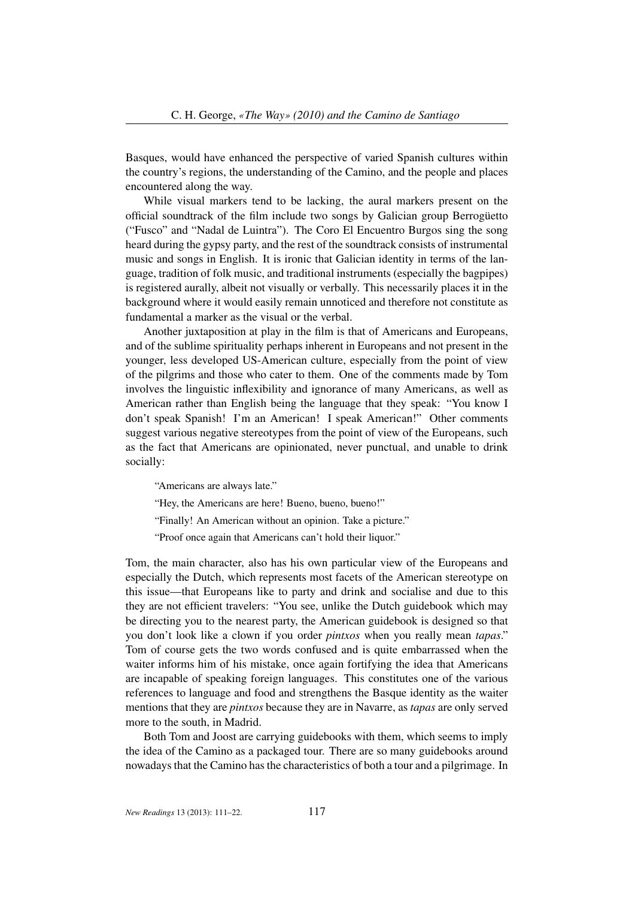Basques, would have enhanced the perspective of varied Spanish cultures within the country's regions, the understanding of the Camino, and the people and places encountered along the way.

While visual markers tend to be lacking, the aural markers present on the official soundtrack of the film include two songs by Galician group Berrogüetto ("Fusco" and "Nadal de Luintra"). The Coro El Encuentro Burgos sing the song heard during the gypsy party, and the rest of the soundtrack consists of instrumental music and songs in English. It is ironic that Galician identity in terms of the language, tradition of folk music, and traditional instruments (especially the bagpipes) is registered aurally, albeit not visually or verbally. This necessarily places it in the background where it would easily remain unnoticed and therefore not constitute as fundamental a marker as the visual or the verbal.

Another juxtaposition at play in the film is that of Americans and Europeans, and of the sublime spirituality perhaps inherent in Europeans and not present in the younger, less developed US-American culture, especially from the point of view of the pilgrims and those who cater to them. One of the comments made by Tom involves the linguistic inflexibility and ignorance of many Americans, as well as American rather than English being the language that they speak: "You know I don't speak Spanish! I'm an American! I speak American!" Other comments suggest various negative stereotypes from the point of view of the Europeans, such as the fact that Americans are opinionated, never punctual, and unable to drink socially:

> "Americans are always late."
>
> "Hey, the Americans are here! Bueno, bueno, bueno!"
>
> "Finally! An American without an opinion. Take a picture."
>
> "Proof once again that Americans can't hold their liquor."

Tom, the main character, also has his own particular view of the Europeans and especially the Dutch, which represents most facets of the American stereotype on this issue—that Europeans like to party and drink and socialise and due to this they are not efficient travelers: "You see, unlike the Dutch guidebook which may be directing you to the nearest party, the American guidebook is designed so that you don't look like a clown if you order *pintxos* when you really mean *tapas*." Tom of course gets the two words confused and is quite embarrassed when the waiter informs him of his mistake, once again fortifying the idea that Americans are incapable of speaking foreign languages. This constitutes one of the various references to language and food and strengthens the Basque identity as the waiter mentions that they are *pintxos* because they are in Navarre, as *tapas* are only served more to the south, in Madrid.

Both Tom and Joost are carrying guidebooks with them, which seems to imply the idea of the Camino as a packaged tour. There are so many guidebooks around nowadays that the Camino has the characteristics of both a tour and a pilgrimage. In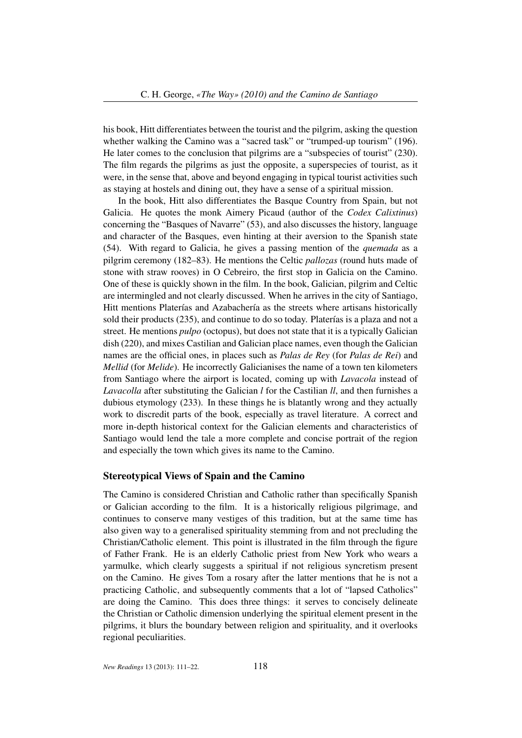his book, Hitt differentiates between the tourist and the pilgrim, asking the question whether walking the Camino was a "sacred task" or "trumped-up tourism" (196). He later comes to the conclusion that pilgrims are a "subspecies of tourist" (230). The film regards the pilgrims as just the opposite, a superspecies of tourist, as it were, in the sense that, above and beyond engaging in typical tourist activities such as staying at hostels and dining out, they have a sense of a spiritual mission.

In the book, Hitt also differentiates the Basque Country from Spain, but not Galicia. He quotes the monk Aimery Picaud (author of the *Codex Calixtinus*) concerning the "Basques of Navarre" (53), and also discusses the history, language and character of the Basques, even hinting at their aversion to the Spanish state (54). With regard to Galicia, he gives a passing mention of the *quemada* as a pilgrim ceremony (182–83). He mentions the Celtic *pallozas* (round huts made of stone with straw rooves) in O Cebreiro, the first stop in Galicia on the Camino. One of these is quickly shown in the film. In the book, Galician, pilgrim and Celtic are intermingled and not clearly discussed. When he arrives in the city of Santiago, Hitt mentions Platerías and Azabachería as the streets where artisans historically sold their products (235), and continue to do so today. Platerías is a plaza and not a street. He mentions *pulpo* (octopus), but does not state that it is a typically Galician dish (220), and mixes Castilian and Galician place names, even though the Galician names are the official ones, in places such as *Palas de Rey* (for *Palas de Rei*) and *Mellid* (for *Melide*). He incorrectly Galicianises the name of a town ten kilometers from Santiago where the airport is located, coming up with *Lavacola* instead of *Lavacolla* after substituting the Galician *l* for the Castilian *ll*, and then furnishes a dubious etymology (233). In these things he is blatantly wrong and they actually work to discredit parts of the book, especially as travel literature. A correct and more in-depth historical context for the Galician elements and characteristics of Santiago would lend the tale a more complete and concise portrait of the region and especially the town which gives its name to the Camino.

## Stereotypical Views of Spain and the Camino

The Camino is considered Christian and Catholic rather than specifically Spanish or Galician according to the film. It is a historically religious pilgrimage, and continues to conserve many vestiges of this tradition, but at the same time has also given way to a generalised spirituality stemming from and not precluding the Christian/Catholic element. This point is illustrated in the film through the figure of Father Frank. He is an elderly Catholic priest from New York who wears a yarmulke, which clearly suggests a spiritual if not religious syncretism present on the Camino. He gives Tom a rosary after the latter mentions that he is not a practicing Catholic, and subsequently comments that a lot of "lapsed Catholics" are doing the Camino. This does three things: it serves to concisely delineate the Christian or Catholic dimension underlying the spiritual element present in the pilgrims, it blurs the boundary between religion and spirituality, and it overlooks regional peculiarities.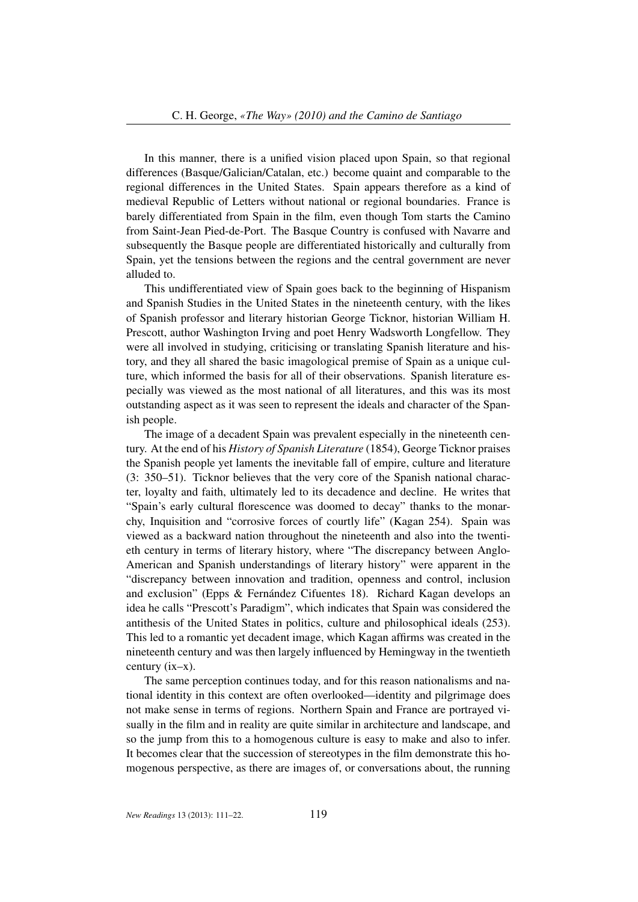In this manner, there is a unified vision placed upon Spain, so that regional differences (Basque/Galician/Catalan, etc.) become quaint and comparable to the regional differences in the United States. Spain appears therefore as a kind of medieval Republic of Letters without national or regional boundaries. France is barely differentiated from Spain in the film, even though Tom starts the Camino from Saint-Jean Pied-de-Port. The Basque Country is confused with Navarre and subsequently the Basque people are differentiated historically and culturally from Spain, yet the tensions between the regions and the central government are never alluded to.

This undifferentiated view of Spain goes back to the beginning of Hispanism and Spanish Studies in the United States in the nineteenth century, with the likes of Spanish professor and literary historian George Ticknor, historian William H. Prescott, author Washington Irving and poet Henry Wadsworth Longfellow. They were all involved in studying, criticising or translating Spanish literature and history, and they all shared the basic imagological premise of Spain as a unique culture, which informed the basis for all of their observations. Spanish literature especially was viewed as the most national of all literatures, and this was its most outstanding aspect as it was seen to represent the ideals and character of the Spanish people.

The image of a decadent Spain was prevalent especially in the nineteenth century. At the end of his *History of Spanish Literature* (1854), George Ticknor praises the Spanish people yet laments the inevitable fall of empire, culture and literature (3: 350–51). Ticknor believes that the very core of the Spanish national character, loyalty and faith, ultimately led to its decadence and decline. He writes that "Spain's early cultural florescence was doomed to decay" thanks to the monarchy, Inquisition and "corrosive forces of courtly life" (Kagan 254). Spain was viewed as a backward nation throughout the nineteenth and also into the twentieth century in terms of literary history, where "The discrepancy between Anglo-American and Spanish understandings of literary history" were apparent in the "discrepancy between innovation and tradition, openness and control, inclusion and exclusion" (Epps & Fernández Cifuentes 18). Richard Kagan develops an idea he calls "Prescott's Paradigm", which indicates that Spain was considered the antithesis of the United States in politics, culture and philosophical ideals (253). This led to a romantic yet decadent image, which Kagan affirms was created in the nineteenth century and was then largely influenced by Hemingway in the twentieth century (ix–x).

The same perception continues today, and for this reason nationalisms and national identity in this context are often overlooked—identity and pilgrimage does not make sense in terms of regions. Northern Spain and France are portrayed visually in the film and in reality are quite similar in architecture and landscape, and so the jump from this to a homogenous culture is easy to make and also to infer. It becomes clear that the succession of stereotypes in the film demonstrate this homogenous perspective, as there are images of, or conversations about, the running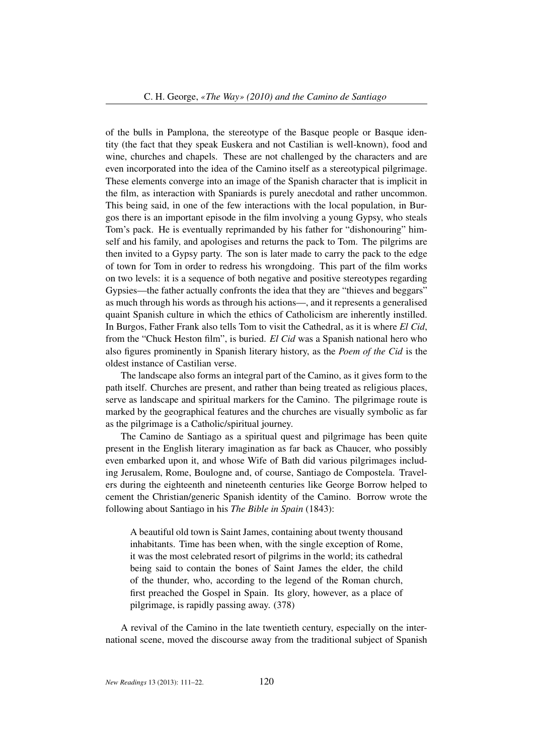of the bulls in Pamplona, the stereotype of the Basque people or Basque identity (the fact that they speak Euskera and not Castilian is well-known), food and wine, churches and chapels. These are not challenged by the characters and are even incorporated into the idea of the Camino itself as a stereotypical pilgrimage. These elements converge into an image of the Spanish character that is implicit in the film, as interaction with Spaniards is purely anecdotal and rather uncommon. This being said, in one of the few interactions with the local population, in Burgos there is an important episode in the film involving a young Gypsy, who steals Tom's pack. He is eventually reprimanded by his father for "dishonouring" himself and his family, and apologises and returns the pack to Tom. The pilgrims are then invited to a Gypsy party. The son is later made to carry the pack to the edge of town for Tom in order to redress his wrongdoing. This part of the film works on two levels: it is a sequence of both negative and positive stereotypes regarding Gypsies—the father actually confronts the idea that they are "thieves and beggars" as much through his words as through his actions—, and it represents a generalised quaint Spanish culture in which the ethics of Catholicism are inherently instilled. In Burgos, Father Frank also tells Tom to visit the Cathedral, as it is where *El Cid*, from the "Chuck Heston film", is buried. *El Cid* was a Spanish national hero who also figures prominently in Spanish literary history, as the *Poem of the Cid* is the oldest instance of Castilian verse.

The landscape also forms an integral part of the Camino, as it gives form to the path itself. Churches are present, and rather than being treated as religious places, serve as landscape and spiritual markers for the Camino. The pilgrimage route is marked by the geographical features and the churches are visually symbolic as far as the pilgrimage is a Catholic/spiritual journey.

The Camino de Santiago as a spiritual quest and pilgrimage has been quite present in the English literary imagination as far back as Chaucer, who possibly even embarked upon it, and whose Wife of Bath did various pilgrimages including Jerusalem, Rome, Boulogne and, of course, Santiago de Compostela. Travelers during the eighteenth and nineteenth centuries like George Borrow helped to cement the Christian/generic Spanish identity of the Camino. Borrow wrote the following about Santiago in his *The Bible in Spain* (1843):

> A beautiful old town is Saint James, containing about twenty thousand inhabitants. Time has been when, with the single exception of Rome, it was the most celebrated resort of pilgrims in the world; its cathedral being said to contain the bones of Saint James the elder, the child of the thunder, who, according to the legend of the Roman church, first preached the Gospel in Spain. Its glory, however, as a place of pilgrimage, is rapidly passing away. (378)

A revival of the Camino in the late twentieth century, especially on the international scene, moved the discourse away from the traditional subject of Spanish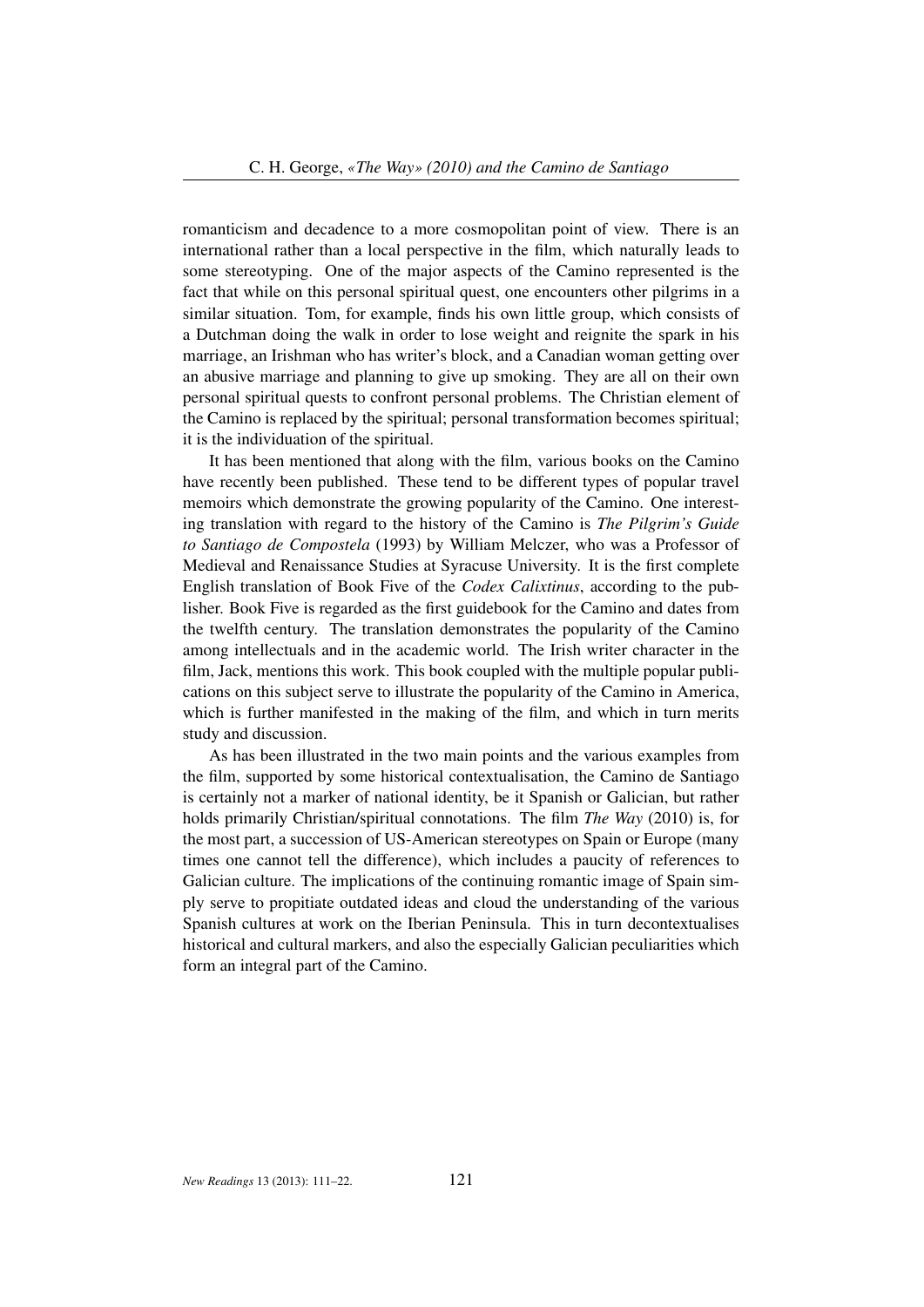romanticism and decadence to a more cosmopolitan point of view. There is an international rather than a local perspective in the film, which naturally leads to some stereotyping. One of the major aspects of the Camino represented is the fact that while on this personal spiritual quest, one encounters other pilgrims in a similar situation. Tom, for example, finds his own little group, which consists of a Dutchman doing the walk in order to lose weight and reignite the spark in his marriage, an Irishman who has writer's block, and a Canadian woman getting over an abusive marriage and planning to give up smoking. They are all on their own personal spiritual quests to confront personal problems. The Christian element of the Camino is replaced by the spiritual; personal transformation becomes spiritual; it is the individuation of the spiritual.

It has been mentioned that along with the film, various books on the Camino have recently been published. These tend to be different types of popular travel memoirs which demonstrate the growing popularity of the Camino. One interesting translation with regard to the history of the Camino is *The Pilgrim's Guide to Santiago de Compostela* (1993) by William Melczer, who was a Professor of Medieval and Renaissance Studies at Syracuse University. It is the first complete English translation of Book Five of the *Codex Calixtinus*, according to the publisher. Book Five is regarded as the first guidebook for the Camino and dates from the twelfth century. The translation demonstrates the popularity of the Camino among intellectuals and in the academic world. The Irish writer character in the film, Jack, mentions this work. This book coupled with the multiple popular publications on this subject serve to illustrate the popularity of the Camino in America, which is further manifested in the making of the film, and which in turn merits study and discussion.

As has been illustrated in the two main points and the various examples from the film, supported by some historical contextualisation, the Camino de Santiago is certainly not a marker of national identity, be it Spanish or Galician, but rather holds primarily Christian/spiritual connotations. The film *The Way* (2010) is, for the most part, a succession of US-American stereotypes on Spain or Europe (many times one cannot tell the difference), which includes a paucity of references to Galician culture. The implications of the continuing romantic image of Spain simply serve to propitiate outdated ideas and cloud the understanding of the various Spanish cultures at work on the Iberian Peninsula. This in turn decontextualises historical and cultural markers, and also the especially Galician peculiarities which form an integral part of the Camino.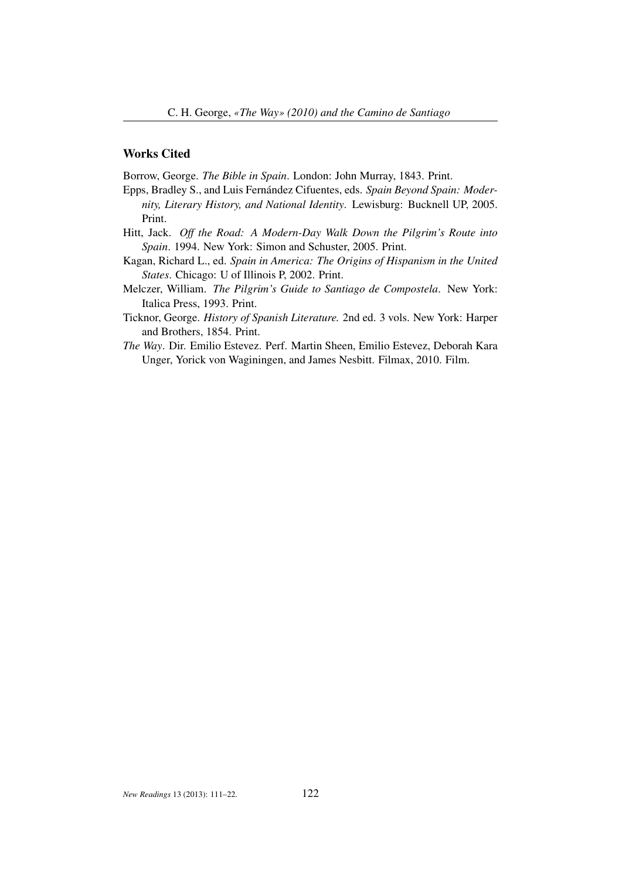## Works Cited

Borrow, George. *The Bible in Spain*. London: John Murray, 1843. Print.

Epps, Bradley S., and Luis Fernández Cifuentes, eds. *Spain Beyond Spain: Modernity, Literary History, and National Identity*. Lewisburg: Bucknell UP, 2005. Print.

Hitt, Jack. *Off the Road: A Modern-Day Walk Down the Pilgrim's Route into Spain*. 1994. New York: Simon and Schuster, 2005. Print.

Kagan, Richard L., ed. *Spain in America: The Origins of Hispanism in the United States*. Chicago: U of Illinois P, 2002. Print.

Melczer, William. *The Pilgrim's Guide to Santiago de Compostela*. New York: Italica Press, 1993. Print.

Ticknor, George. *History of Spanish Literature.* 2nd ed. 3 vols. New York: Harper and Brothers, 1854. Print.

*The Way*. Dir. Emilio Estevez. Perf. Martin Sheen, Emilio Estevez, Deborah Kara Unger, Yorick von Waginingen, and James Nesbitt. Filmax, 2010. Film.